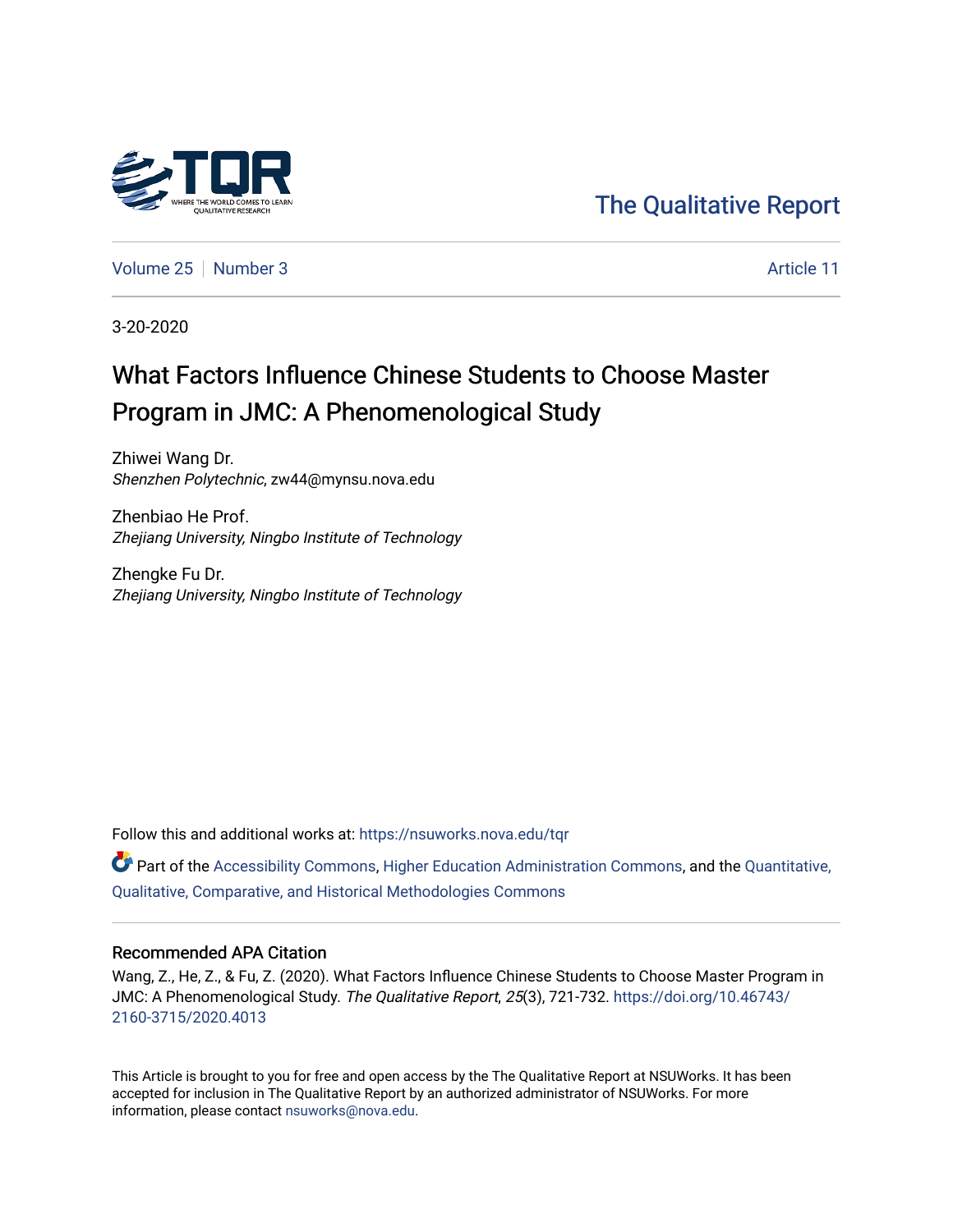The Qualitative Report

Volume 25 | Number 3 — Article 11

3-20-2020

# What Factors Influence Chinese Students to Choose Master Program in JMC: A Phenomenological Study

Zhiwei Wang Dr.
*Shenzhen Polytechnic*, zw44@mynsu.nova.edu

Zhenbiao He Prof.
*Zhejiang University, Ningbo Institute of Technology*

Zhengke Fu Dr.
*Zhejiang University, Ningbo Institute of Technology*

Follow this and additional works at: https://nsuworks.nova.edu/tqr

Part of the Accessibility Commons, Higher Education Administration Commons, and the Quantitative, Qualitative, Comparative, and Historical Methodologies Commons

## Recommended APA Citation

Wang, Z., He, Z., & Fu, Z. (2020). What Factors Influence Chinese Students to Choose Master Program in JMC: A Phenomenological Study. *The Qualitative Report*, *25*(3), 721-732. https://doi.org/10.46743/2160-3715/2020.4013

This Article is brought to you for free and open access by the The Qualitative Report at NSUWorks. It has been accepted for inclusion in The Qualitative Report by an authorized administrator of NSUWorks. For more information, please contact nsuworks@nova.edu.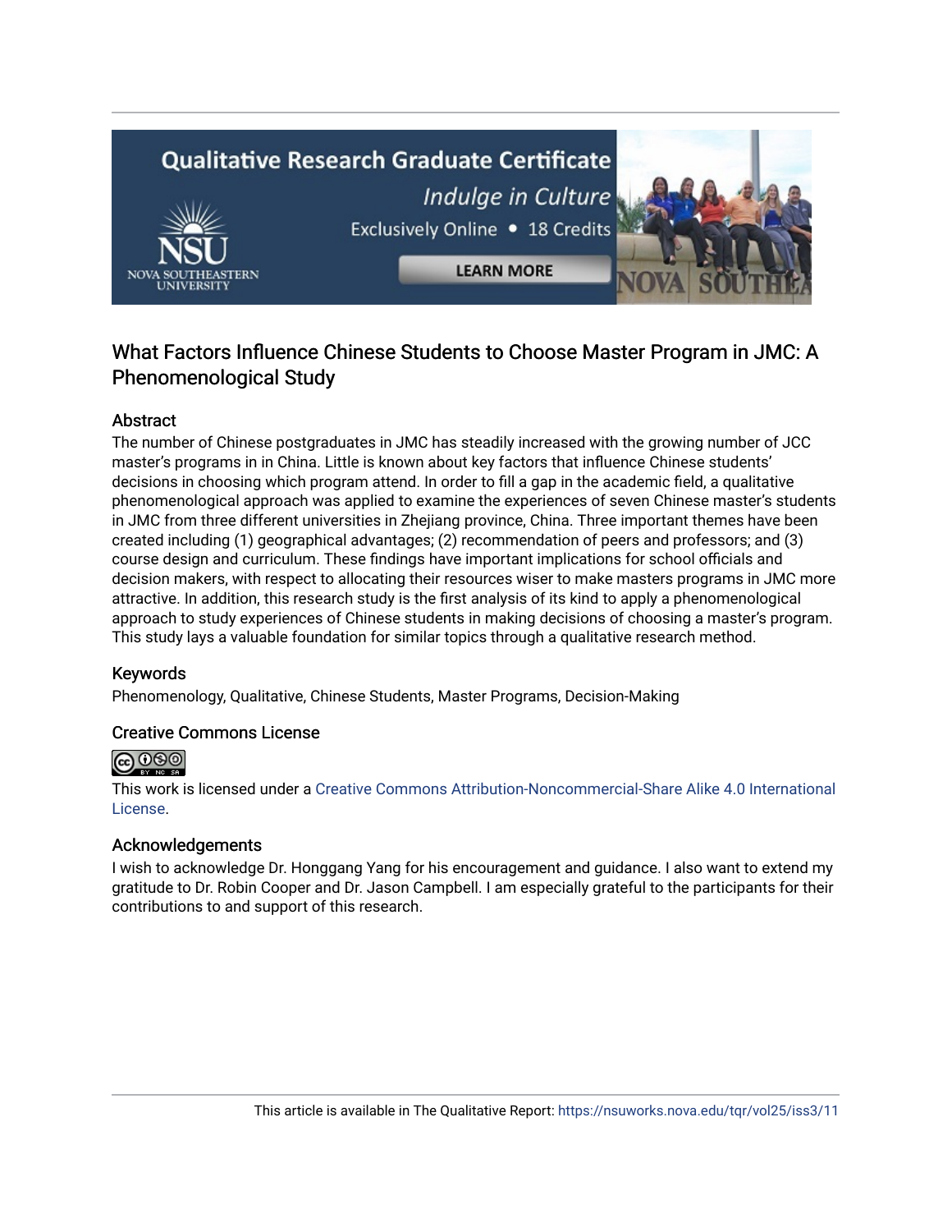## What Factors Influence Chinese Students to Choose Master Program in JMC: A Phenomenological Study

### Abstract

The number of Chinese postgraduates in JMC has steadily increased with the growing number of JCC master's programs in in China. Little is known about key factors that influence Chinese students' decisions in choosing which program attend. In order to fill a gap in the academic field, a qualitative phenomenological approach was applied to examine the experiences of seven Chinese master's students in JMC from three different universities in Zhejiang province, China. Three important themes have been created including (1) geographical advantages; (2) recommendation of peers and professors; and (3) course design and curriculum. These findings have important implications for school officials and decision makers, with respect to allocating their resources wiser to make masters programs in JMC more attractive. In addition, this research study is the first analysis of its kind to apply a phenomenological approach to study experiences of Chinese students in making decisions of choosing a master's program. This study lays a valuable foundation for similar topics through a qualitative research method.

### Keywords

Phenomenology, Qualitative, Chinese Students, Master Programs, Decision-Making

### Creative Commons License

This work is licensed under a Creative Commons Attribution-Noncommercial-Share Alike 4.0 International License.

### Acknowledgements

I wish to acknowledge Dr. Honggang Yang for his encouragement and guidance. I also want to extend my gratitude to Dr. Robin Cooper and Dr. Jason Campbell. I am especially grateful to the participants for their contributions to and support of this research.

This article is available in The Qualitative Report: https://nsuworks.nova.edu/tqr/vol25/iss3/11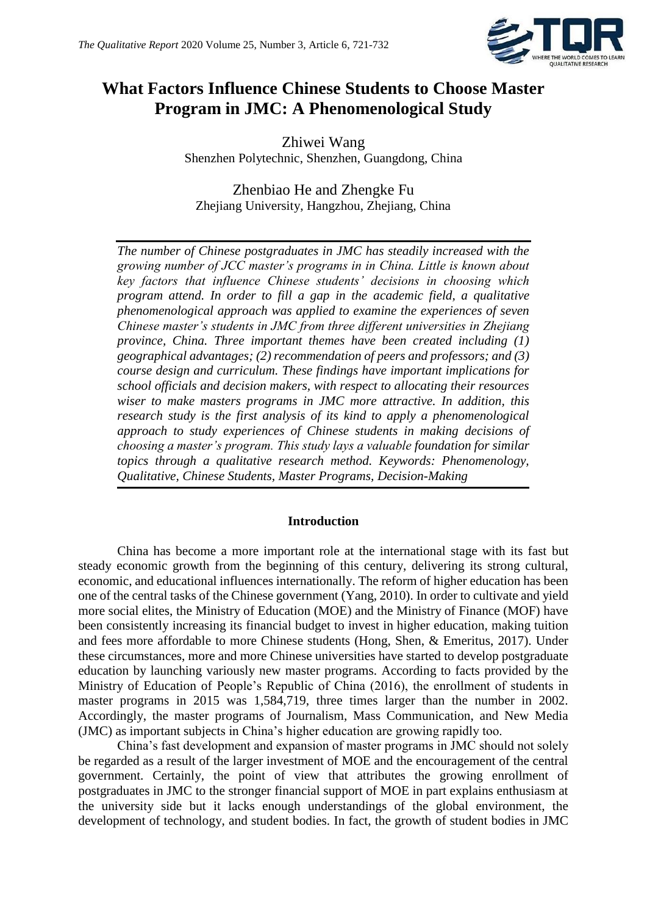# What Factors Influence Chinese Students to Choose Master Program in JMC: A Phenomenological Study

Zhiwei Wang
Shenzhen Polytechnic, Shenzhen, Guangdong, China

Zhenbiao He and Zhengke Fu
Zhejiang University, Hangzhou, Zhejiang, China

*The number of Chinese postgraduates in JMC has steadily increased with the growing number of JCC master's programs in in China. Little is known about key factors that influence Chinese students' decisions in choosing which program attend. In order to fill a gap in the academic field, a qualitative phenomenological approach was applied to examine the experiences of seven Chinese master's students in JMC from three different universities in Zhejiang province, China. Three important themes have been created including (1) geographical advantages; (2) recommendation of peers and professors; and (3) course design and curriculum. These findings have important implications for school officials and decision makers, with respect to allocating their resources wiser to make masters programs in JMC more attractive. In addition, this research study is the first analysis of its kind to apply a phenomenological approach to study experiences of Chinese students in making decisions of choosing a master's program. This study lays a valuable foundation for similar topics through a qualitative research method. Keywords: Phenomenology, Qualitative, Chinese Students, Master Programs, Decision-Making*

## Introduction

China has become a more important role at the international stage with its fast but steady economic growth from the beginning of this century, delivering its strong cultural, economic, and educational influences internationally. The reform of higher education has been one of the central tasks of the Chinese government (Yang, 2010). In order to cultivate and yield more social elites, the Ministry of Education (MOE) and the Ministry of Finance (MOF) have been consistently increasing its financial budget to invest in higher education, making tuition and fees more affordable to more Chinese students (Hong, Shen, & Emeritus, 2017). Under these circumstances, more and more Chinese universities have started to develop postgraduate education by launching variously new master programs. According to facts provided by the Ministry of Education of People's Republic of China (2016), the enrollment of students in master programs in 2015 was 1,584,719, three times larger than the number in 2002. Accordingly, the master programs of Journalism, Mass Communication, and New Media (JMC) as important subjects in China's higher education are growing rapidly too.

China's fast development and expansion of master programs in JMC should not solely be regarded as a result of the larger investment of MOE and the encouragement of the central government. Certainly, the point of view that attributes the growing enrollment of postgraduates in JMC to the stronger financial support of MOE in part explains enthusiasm at the university side but it lacks enough understandings of the global environment, the development of technology, and student bodies. In fact, the growth of student bodies in JMC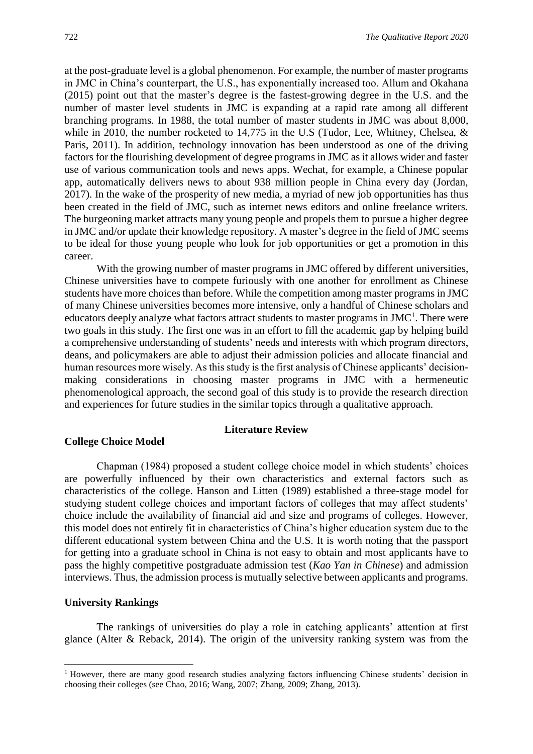at the post-graduate level is a global phenomenon. For example, the number of master programs in JMC in China's counterpart, the U.S., has exponentially increased too. Allum and Okahana (2015) point out that the master's degree is the fastest-growing degree in the U.S. and the number of master level students in JMC is expanding at a rapid rate among all different branching programs. In 1988, the total number of master students in JMC was about 8,000, while in 2010, the number rocketed to 14,775 in the U.S (Tudor, Lee, Whitney, Chelsea, & Paris, 2011). In addition, technology innovation has been understood as one of the driving factors for the flourishing development of degree programs in JMC as it allows wider and faster use of various communication tools and news apps. Wechat, for example, a Chinese popular app, automatically delivers news to about 938 million people in China every day (Jordan, 2017). In the wake of the prosperity of new media, a myriad of new job opportunities has thus been created in the field of JMC, such as internet news editors and online freelance writers. The burgeoning market attracts many young people and propels them to pursue a higher degree in JMC and/or update their knowledge repository. A master's degree in the field of JMC seems to be ideal for those young people who look for job opportunities or get a promotion in this career.

With the growing number of master programs in JMC offered by different universities, Chinese universities have to compete furiously with one another for enrollment as Chinese students have more choices than before. While the competition among master programs in JMC of many Chinese universities becomes more intensive, only a handful of Chinese scholars and educators deeply analyze what factors attract students to master programs in JMC[1]. There were two goals in this study. The first one was in an effort to fill the academic gap by helping build a comprehensive understanding of students' needs and interests with which program directors, deans, and policymakers are able to adjust their admission policies and allocate financial and human resources more wisely. As this study is the first analysis of Chinese applicants' decision-making considerations in choosing master programs in JMC with a hermeneutic phenomenological approach, the second goal of this study is to provide the research direction and experiences for future studies in the similar topics through a qualitative approach.

## Literature Review

### College Choice Model

Chapman (1984) proposed a student college choice model in which students' choices are powerfully influenced by their own characteristics and external factors such as characteristics of the college. Hanson and Litten (1989) established a three-stage model for studying student college choices and important factors of colleges that may affect students' choice include the availability of financial aid and size and programs of colleges. However, this model does not entirely fit in characteristics of China's higher education system due to the different educational system between China and the U.S. It is worth noting that the passport for getting into a graduate school in China is not easy to obtain and most applicants have to pass the highly competitive postgraduate admission test (*Kao Yan in Chinese*) and admission interviews. Thus, the admission process is mutually selective between applicants and programs.

### University Rankings

The rankings of universities do play a role in catching applicants' attention at first glance (Alter & Reback, 2014). The origin of the university ranking system was from the

[1] However, there are many good research studies analyzing factors influencing Chinese students' decision in choosing their colleges (see Chao, 2016; Wang, 2007; Zhang, 2009; Zhang, 2013).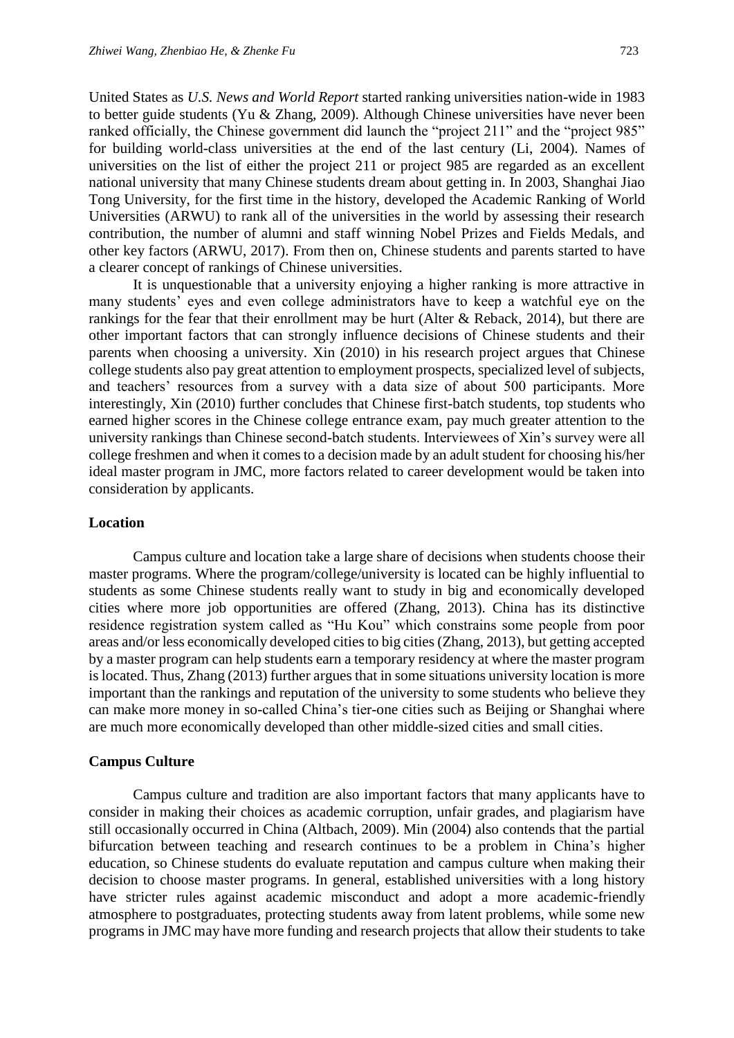United States as *U.S. News and World Report* started ranking universities nation-wide in 1983 to better guide students (Yu & Zhang, 2009). Although Chinese universities have never been ranked officially, the Chinese government did launch the "project 211" and the "project 985" for building world-class universities at the end of the last century (Li, 2004). Names of universities on the list of either the project 211 or project 985 are regarded as an excellent national university that many Chinese students dream about getting in. In 2003, Shanghai Jiao Tong University, for the first time in the history, developed the Academic Ranking of World Universities (ARWU) to rank all of the universities in the world by assessing their research contribution, the number of alumni and staff winning Nobel Prizes and Fields Medals, and other key factors (ARWU, 2017). From then on, Chinese students and parents started to have a clearer concept of rankings of Chinese universities.

It is unquestionable that a university enjoying a higher ranking is more attractive in many students' eyes and even college administrators have to keep a watchful eye on the rankings for the fear that their enrollment may be hurt (Alter & Reback, 2014), but there are other important factors that can strongly influence decisions of Chinese students and their parents when choosing a university. Xin (2010) in his research project argues that Chinese college students also pay great attention to employment prospects, specialized level of subjects, and teachers' resources from a survey with a data size of about 500 participants. More interestingly, Xin (2010) further concludes that Chinese first-batch students, top students who earned higher scores in the Chinese college entrance exam, pay much greater attention to the university rankings than Chinese second-batch students. Interviewees of Xin's survey were all college freshmen and when it comes to a decision made by an adult student for choosing his/her ideal master program in JMC, more factors related to career development would be taken into consideration by applicants.

### Location

Campus culture and location take a large share of decisions when students choose their master programs. Where the program/college/university is located can be highly influential to students as some Chinese students really want to study in big and economically developed cities where more job opportunities are offered (Zhang, 2013). China has its distinctive residence registration system called as "Hu Kou" which constrains some people from poor areas and/or less economically developed cities to big cities (Zhang, 2013), but getting accepted by a master program can help students earn a temporary residency at where the master program is located. Thus, Zhang (2013) further argues that in some situations university location is more important than the rankings and reputation of the university to some students who believe they can make more money in so-called China's tier-one cities such as Beijing or Shanghai where are much more economically developed than other middle-sized cities and small cities.

### Campus Culture

Campus culture and tradition are also important factors that many applicants have to consider in making their choices as academic corruption, unfair grades, and plagiarism have still occasionally occurred in China (Altbach, 2009). Min (2004) also contends that the partial bifurcation between teaching and research continues to be a problem in China's higher education, so Chinese students do evaluate reputation and campus culture when making their decision to choose master programs. In general, established universities with a long history have stricter rules against academic misconduct and adopt a more academic-friendly atmosphere to postgraduates, protecting students away from latent problems, while some new programs in JMC may have more funding and research projects that allow their students to take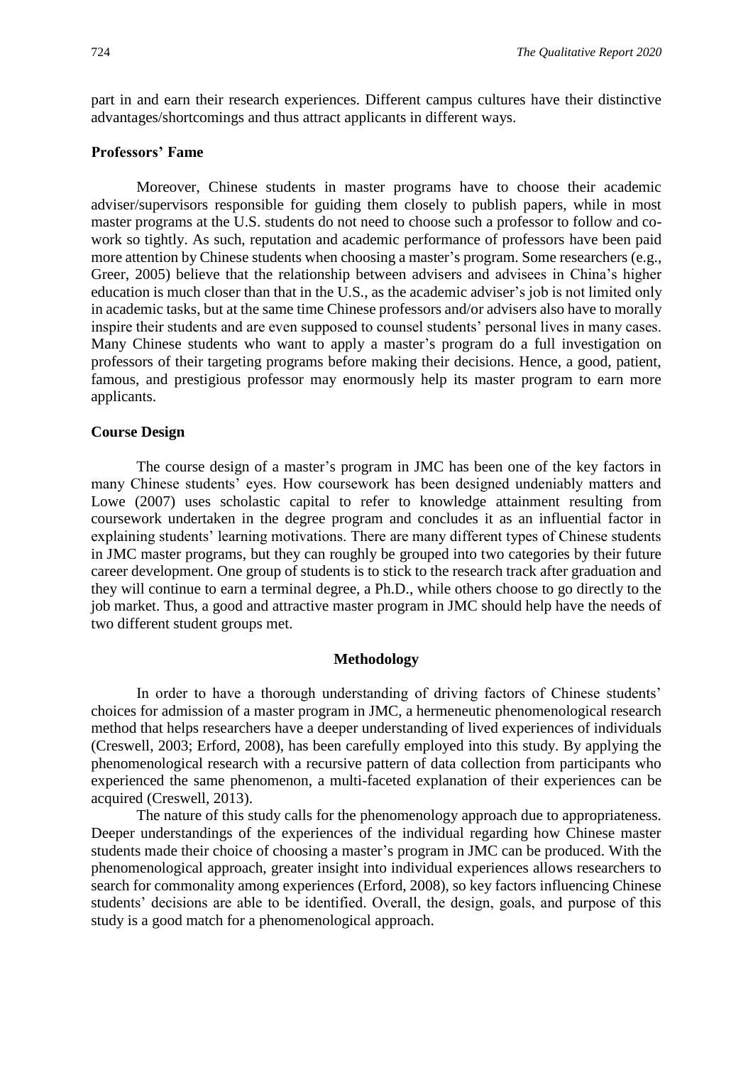part in and earn their research experiences. Different campus cultures have their distinctive advantages/shortcomings and thus attract applicants in different ways.

### Professors' Fame

Moreover, Chinese students in master programs have to choose their academic adviser/supervisors responsible for guiding them closely to publish papers, while in most master programs at the U.S. students do not need to choose such a professor to follow and co-work so tightly. As such, reputation and academic performance of professors have been paid more attention by Chinese students when choosing a master's program. Some researchers (e.g., Greer, 2005) believe that the relationship between advisers and advisees in China's higher education is much closer than that in the U.S., as the academic adviser's job is not limited only in academic tasks, but at the same time Chinese professors and/or advisers also have to morally inspire their students and are even supposed to counsel students' personal lives in many cases. Many Chinese students who want to apply a master's program do a full investigation on professors of their targeting programs before making their decisions. Hence, a good, patient, famous, and prestigious professor may enormously help its master program to earn more applicants.

### Course Design

The course design of a master's program in JMC has been one of the key factors in many Chinese students' eyes. How coursework has been designed undeniably matters and Lowe (2007) uses scholastic capital to refer to knowledge attainment resulting from coursework undertaken in the degree program and concludes it as an influential factor in explaining students' learning motivations. There are many different types of Chinese students in JMC master programs, but they can roughly be grouped into two categories by their future career development. One group of students is to stick to the research track after graduation and they will continue to earn a terminal degree, a Ph.D., while others choose to go directly to the job market. Thus, a good and attractive master program in JMC should help have the needs of two different student groups met.

## Methodology

In order to have a thorough understanding of driving factors of Chinese students' choices for admission of a master program in JMC, a hermeneutic phenomenological research method that helps researchers have a deeper understanding of lived experiences of individuals (Creswell, 2003; Erford, 2008), has been carefully employed into this study. By applying the phenomenological research with a recursive pattern of data collection from participants who experienced the same phenomenon, a multi-faceted explanation of their experiences can be acquired (Creswell, 2013).

The nature of this study calls for the phenomenology approach due to appropriateness. Deeper understandings of the experiences of the individual regarding how Chinese master students made their choice of choosing a master's program in JMC can be produced. With the phenomenological approach, greater insight into individual experiences allows researchers to search for commonality among experiences (Erford, 2008), so key factors influencing Chinese students' decisions are able to be identified. Overall, the design, goals, and purpose of this study is a good match for a phenomenological approach.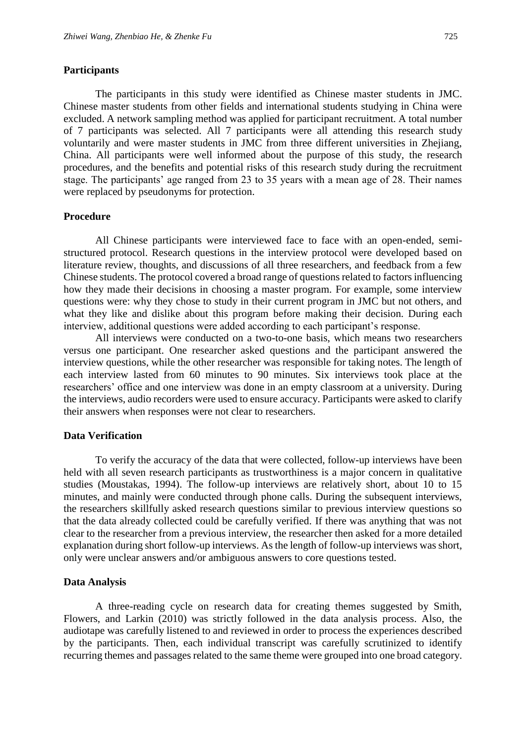## Participants

The participants in this study were identified as Chinese master students in JMC. Chinese master students from other fields and international students studying in China were excluded. A network sampling method was applied for participant recruitment. A total number of 7 participants was selected. All 7 participants were all attending this research study voluntarily and were master students in JMC from three different universities in Zhejiang, China. All participants were well informed about the purpose of this study, the research procedures, and the benefits and potential risks of this research study during the recruitment stage. The participants' age ranged from 23 to 35 years with a mean age of 28. Their names were replaced by pseudonyms for protection.

## Procedure

All Chinese participants were interviewed face to face with an open-ended, semi-structured protocol. Research questions in the interview protocol were developed based on literature review, thoughts, and discussions of all three researchers, and feedback from a few Chinese students. The protocol covered a broad range of questions related to factors influencing how they made their decisions in choosing a master program. For example, some interview questions were: why they chose to study in their current program in JMC but not others, and what they like and dislike about this program before making their decision. During each interview, additional questions were added according to each participant's response.

All interviews were conducted on a two-to-one basis, which means two researchers versus one participant. One researcher asked questions and the participant answered the interview questions, while the other researcher was responsible for taking notes. The length of each interview lasted from 60 minutes to 90 minutes. Six interviews took place at the researchers' office and one interview was done in an empty classroom at a university. During the interviews, audio recorders were used to ensure accuracy. Participants were asked to clarify their answers when responses were not clear to researchers.

## Data Verification

To verify the accuracy of the data that were collected, follow-up interviews have been held with all seven research participants as trustworthiness is a major concern in qualitative studies (Moustakas, 1994). The follow-up interviews are relatively short, about 10 to 15 minutes, and mainly were conducted through phone calls. During the subsequent interviews, the researchers skillfully asked research questions similar to previous interview questions so that the data already collected could be carefully verified. If there was anything that was not clear to the researcher from a previous interview, the researcher then asked for a more detailed explanation during short follow-up interviews. As the length of follow-up interviews was short, only were unclear answers and/or ambiguous answers to core questions tested.

## Data Analysis

A three-reading cycle on research data for creating themes suggested by Smith, Flowers, and Larkin (2010) was strictly followed in the data analysis process. Also, the audiotape was carefully listened to and reviewed in order to process the experiences described by the participants. Then, each individual transcript was carefully scrutinized to identify recurring themes and passages related to the same theme were grouped into one broad category.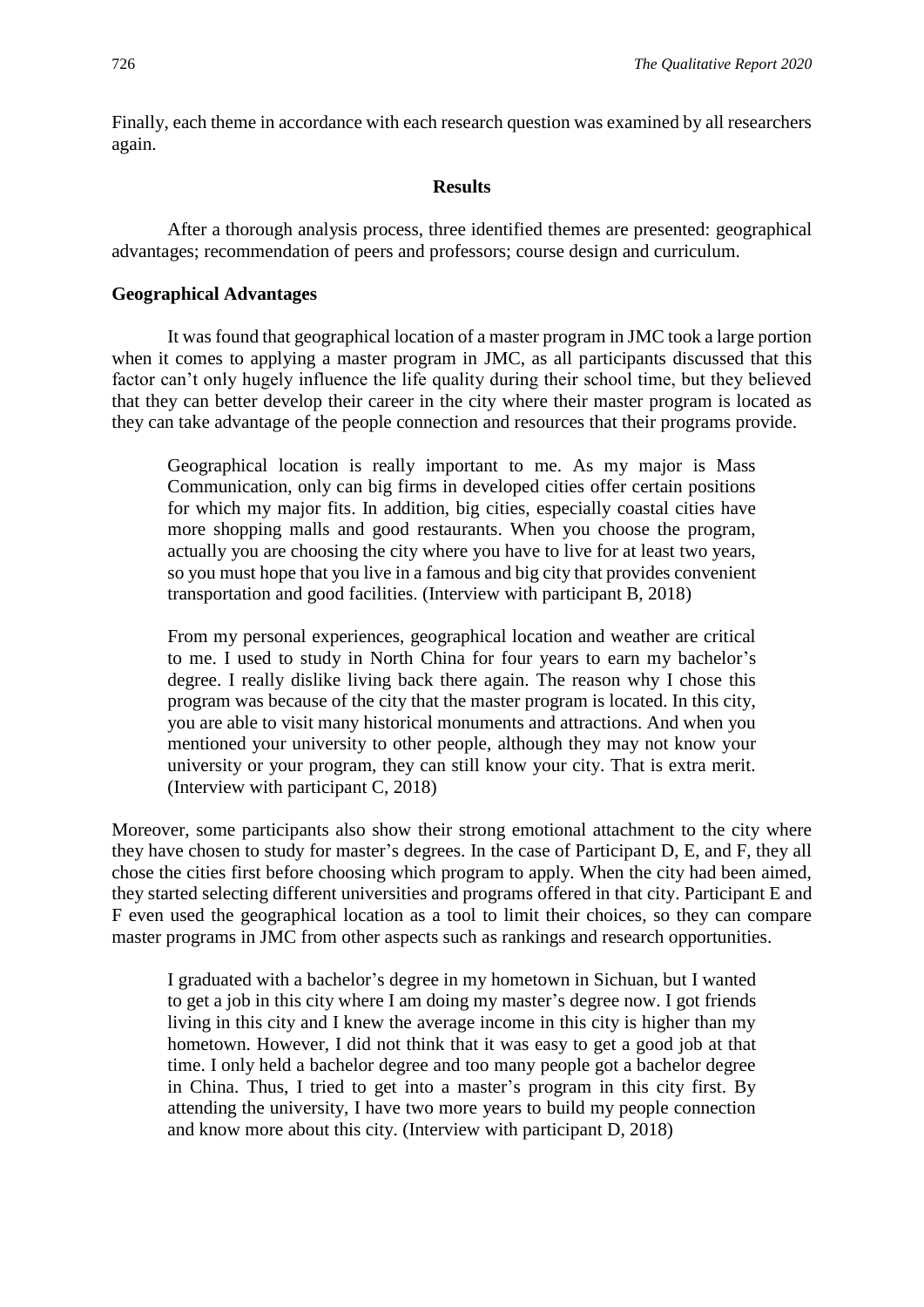Finally, each theme in accordance with each research question was examined by all researchers again.

## Results

After a thorough analysis process, three identified themes are presented: geographical advantages; recommendation of peers and professors; course design and curriculum.

### Geographical Advantages

It was found that geographical location of a master program in JMC took a large portion when it comes to applying a master program in JMC, as all participants discussed that this factor can't only hugely influence the life quality during their school time, but they believed that they can better develop their career in the city where their master program is located as they can take advantage of the people connection and resources that their programs provide.

> Geographical location is really important to me. As my major is Mass Communication, only can big firms in developed cities offer certain positions for which my major fits. In addition, big cities, especially coastal cities have more shopping malls and good restaurants. When you choose the program, actually you are choosing the city where you have to live for at least two years, so you must hope that you live in a famous and big city that provides convenient transportation and good facilities. (Interview with participant B, 2018)

> From my personal experiences, geographical location and weather are critical to me. I used to study in North China for four years to earn my bachelor's degree. I really dislike living back there again. The reason why I chose this program was because of the city that the master program is located. In this city, you are able to visit many historical monuments and attractions. And when you mentioned your university to other people, although they may not know your university or your program, they can still know your city. That is extra merit. (Interview with participant C, 2018)

Moreover, some participants also show their strong emotional attachment to the city where they have chosen to study for master's degrees. In the case of Participant D, E, and F, they all chose the cities first before choosing which program to apply. When the city had been aimed, they started selecting different universities and programs offered in that city. Participant E and F even used the geographical location as a tool to limit their choices, so they can compare master programs in JMC from other aspects such as rankings and research opportunities.

> I graduated with a bachelor's degree in my hometown in Sichuan, but I wanted to get a job in this city where I am doing my master's degree now. I got friends living in this city and I knew the average income in this city is higher than my hometown. However, I did not think that it was easy to get a good job at that time. I only held a bachelor degree and too many people got a bachelor degree in China. Thus, I tried to get into a master's program in this city first. By attending the university, I have two more years to build my people connection and know more about this city. (Interview with participant D, 2018)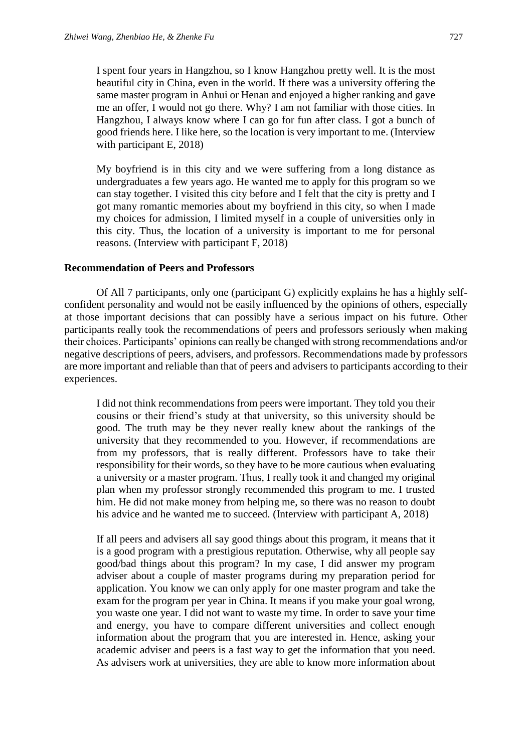I spent four years in Hangzhou, so I know Hangzhou pretty well. It is the most beautiful city in China, even in the world. If there was a university offering the same master program in Anhui or Henan and enjoyed a higher ranking and gave me an offer, I would not go there. Why? I am not familiar with those cities. In Hangzhou, I always know where I can go for fun after class. I got a bunch of good friends here. I like here, so the location is very important to me. (Interview with participant E, 2018)

My boyfriend is in this city and we were suffering from a long distance as undergraduates a few years ago. He wanted me to apply for this program so we can stay together. I visited this city before and I felt that the city is pretty and I got many romantic memories about my boyfriend in this city, so when I made my choices for admission, I limited myself in a couple of universities only in this city. Thus, the location of a university is important to me for personal reasons. (Interview with participant F, 2018)

### Recommendation of Peers and Professors

Of All 7 participants, only one (participant G) explicitly explains he has a highly self-confident personality and would not be easily influenced by the opinions of others, especially at those important decisions that can possibly have a serious impact on his future. Other participants really took the recommendations of peers and professors seriously when making their choices. Participants' opinions can really be changed with strong recommendations and/or negative descriptions of peers, advisers, and professors. Recommendations made by professors are more important and reliable than that of peers and advisers to participants according to their experiences.

I did not think recommendations from peers were important. They told you their cousins or their friend's study at that university, so this university should be good. The truth may be they never really knew about the rankings of the university that they recommended to you. However, if recommendations are from my professors, that is really different. Professors have to take their responsibility for their words, so they have to be more cautious when evaluating a university or a master program. Thus, I really took it and changed my original plan when my professor strongly recommended this program to me. I trusted him. He did not make money from helping me, so there was no reason to doubt his advice and he wanted me to succeed. (Interview with participant A, 2018)

If all peers and advisers all say good things about this program, it means that it is a good program with a prestigious reputation. Otherwise, why all people say good/bad things about this program? In my case, I did answer my program adviser about a couple of master programs during my preparation period for application. You know we can only apply for one master program and take the exam for the program per year in China. It means if you make your goal wrong, you waste one year. I did not want to waste my time. In order to save your time and energy, you have to compare different universities and collect enough information about the program that you are interested in. Hence, asking your academic adviser and peers is a fast way to get the information that you need. As advisers work at universities, they are able to know more information about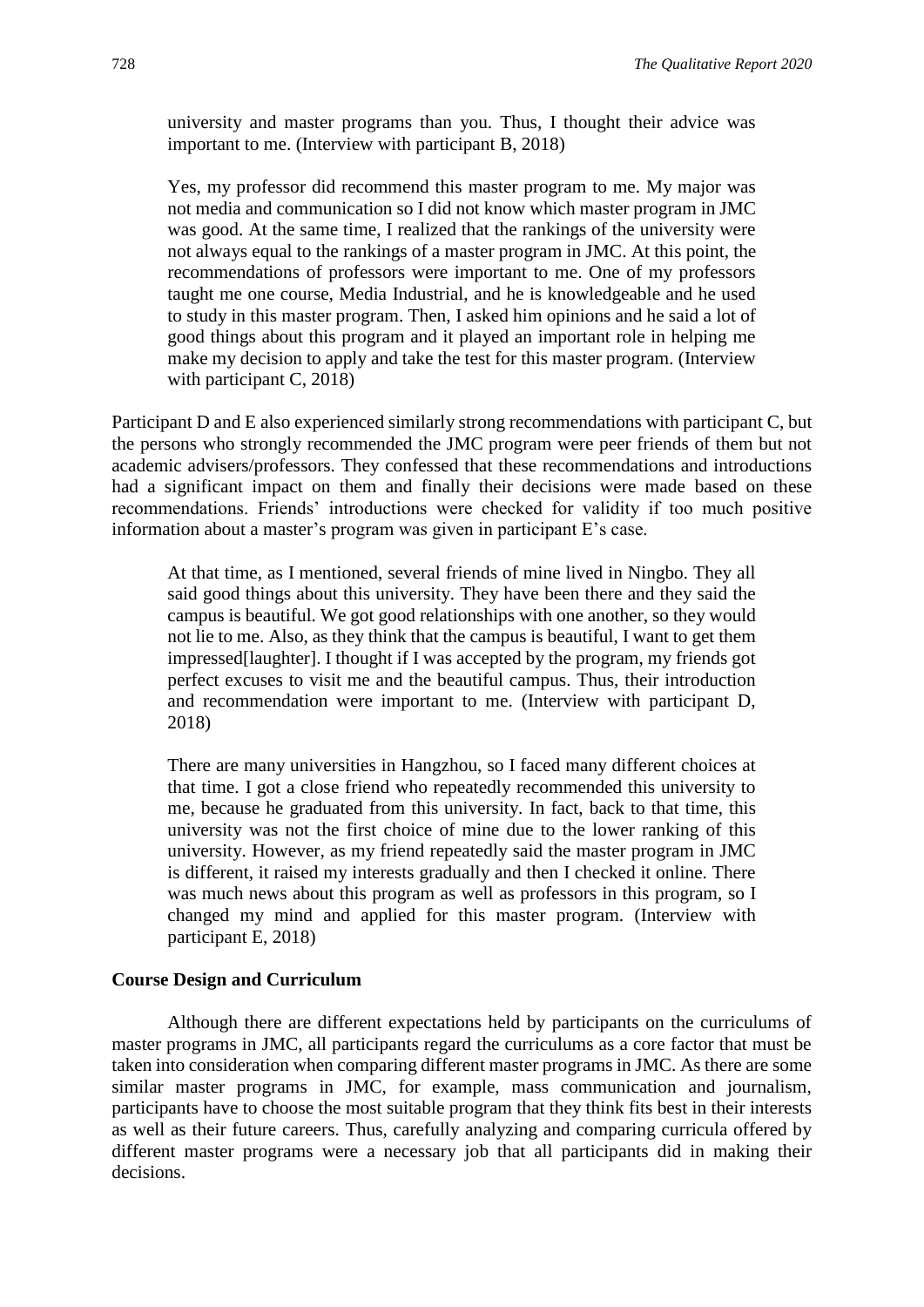university and master programs than you. Thus, I thought their advice was important to me. (Interview with participant B, 2018)

> Yes, my professor did recommend this master program to me. My major was not media and communication so I did not know which master program in JMC was good. At the same time, I realized that the rankings of the university were not always equal to the rankings of a master program in JMC. At this point, the recommendations of professors were important to me. One of my professors taught me one course, Media Industrial, and he is knowledgeable and he used to study in this master program. Then, I asked him opinions and he said a lot of good things about this program and it played an important role in helping me make my decision to apply and take the test for this master program. (Interview with participant C, 2018)

Participant D and E also experienced similarly strong recommendations with participant C, but the persons who strongly recommended the JMC program were peer friends of them but not academic advisers/professors. They confessed that these recommendations and introductions had a significant impact on them and finally their decisions were made based on these recommendations. Friends' introductions were checked for validity if too much positive information about a master's program was given in participant E's case.

> At that time, as I mentioned, several friends of mine lived in Ningbo. They all said good things about this university. They have been there and they said the campus is beautiful. We got good relationships with one another, so they would not lie to me. Also, as they think that the campus is beautiful, I want to get them impressed[laughter]. I thought if I was accepted by the program, my friends got perfect excuses to visit me and the beautiful campus. Thus, their introduction and recommendation were important to me. (Interview with participant D, 2018)

> There are many universities in Hangzhou, so I faced many different choices at that time. I got a close friend who repeatedly recommended this university to me, because he graduated from this university. In fact, back to that time, this university was not the first choice of mine due to the lower ranking of this university. However, as my friend repeatedly said the master program in JMC is different, it raised my interests gradually and then I checked it online. There was much news about this program as well as professors in this program, so I changed my mind and applied for this master program. (Interview with participant E, 2018)

**Course Design and Curriculum**

Although there are different expectations held by participants on the curriculums of master programs in JMC, all participants regard the curriculums as a core factor that must be taken into consideration when comparing different master programs in JMC. As there are some similar master programs in JMC, for example, mass communication and journalism, participants have to choose the most suitable program that they think fits best in their interests as well as their future careers. Thus, carefully analyzing and comparing curricula offered by different master programs were a necessary job that all participants did in making their decisions.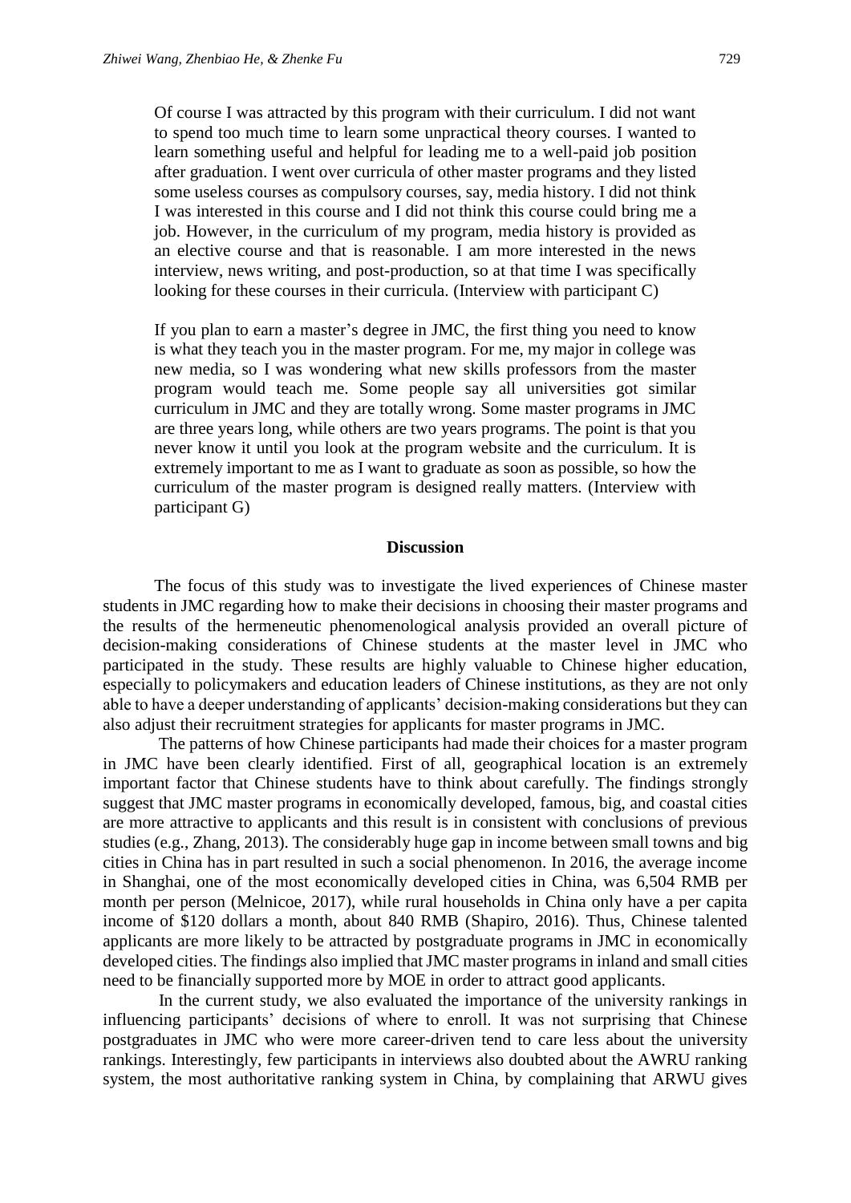> Of course I was attracted by this program with their curriculum. I did not want to spend too much time to learn some unpractical theory courses. I wanted to learn something useful and helpful for leading me to a well-paid job position after graduation. I went over curricula of other master programs and they listed some useless courses as compulsory courses, say, media history. I did not think I was interested in this course and I did not think this course could bring me a job. However, in the curriculum of my program, media history is provided as an elective course and that is reasonable. I am more interested in the news interview, news writing, and post-production, so at that time I was specifically looking for these courses in their curricula. (Interview with participant C)

> If you plan to earn a master's degree in JMC, the first thing you need to know is what they teach you in the master program. For me, my major in college was new media, so I was wondering what new skills professors from the master program would teach me. Some people say all universities got similar curriculum in JMC and they are totally wrong. Some master programs in JMC are three years long, while others are two years programs. The point is that you never know it until you look at the program website and the curriculum. It is extremely important to me as I want to graduate as soon as possible, so how the curriculum of the master program is designed really matters. (Interview with participant G)

## Discussion

The focus of this study was to investigate the lived experiences of Chinese master students in JMC regarding how to make their decisions in choosing their master programs and the results of the hermeneutic phenomenological analysis provided an overall picture of decision-making considerations of Chinese students at the master level in JMC who participated in the study. These results are highly valuable to Chinese higher education, especially to policymakers and education leaders of Chinese institutions, as they are not only able to have a deeper understanding of applicants' decision-making considerations but they can also adjust their recruitment strategies for applicants for master programs in JMC.

The patterns of how Chinese participants had made their choices for a master program in JMC have been clearly identified. First of all, geographical location is an extremely important factor that Chinese students have to think about carefully. The findings strongly suggest that JMC master programs in economically developed, famous, big, and coastal cities are more attractive to applicants and this result is in consistent with conclusions of previous studies (e.g., Zhang, 2013). The considerably huge gap in income between small towns and big cities in China has in part resulted in such a social phenomenon. In 2016, the average income in Shanghai, one of the most economically developed cities in China, was 6,504 RMB per month per person (Melnicoe, 2017), while rural households in China only have a per capita income of $120 dollars a month, about 840 RMB (Shapiro, 2016). Thus, Chinese talented applicants are more likely to be attracted by postgraduate programs in JMC in economically developed cities. The findings also implied that JMC master programs in inland and small cities need to be financially supported more by MOE in order to attract good applicants.

In the current study, we also evaluated the importance of the university rankings in influencing participants' decisions of where to enroll. It was not surprising that Chinese postgraduates in JMC who were more career-driven tend to care less about the university rankings. Interestingly, few participants in interviews also doubted about the AWRU ranking system, the most authoritative ranking system in China, by complaining that ARWU gives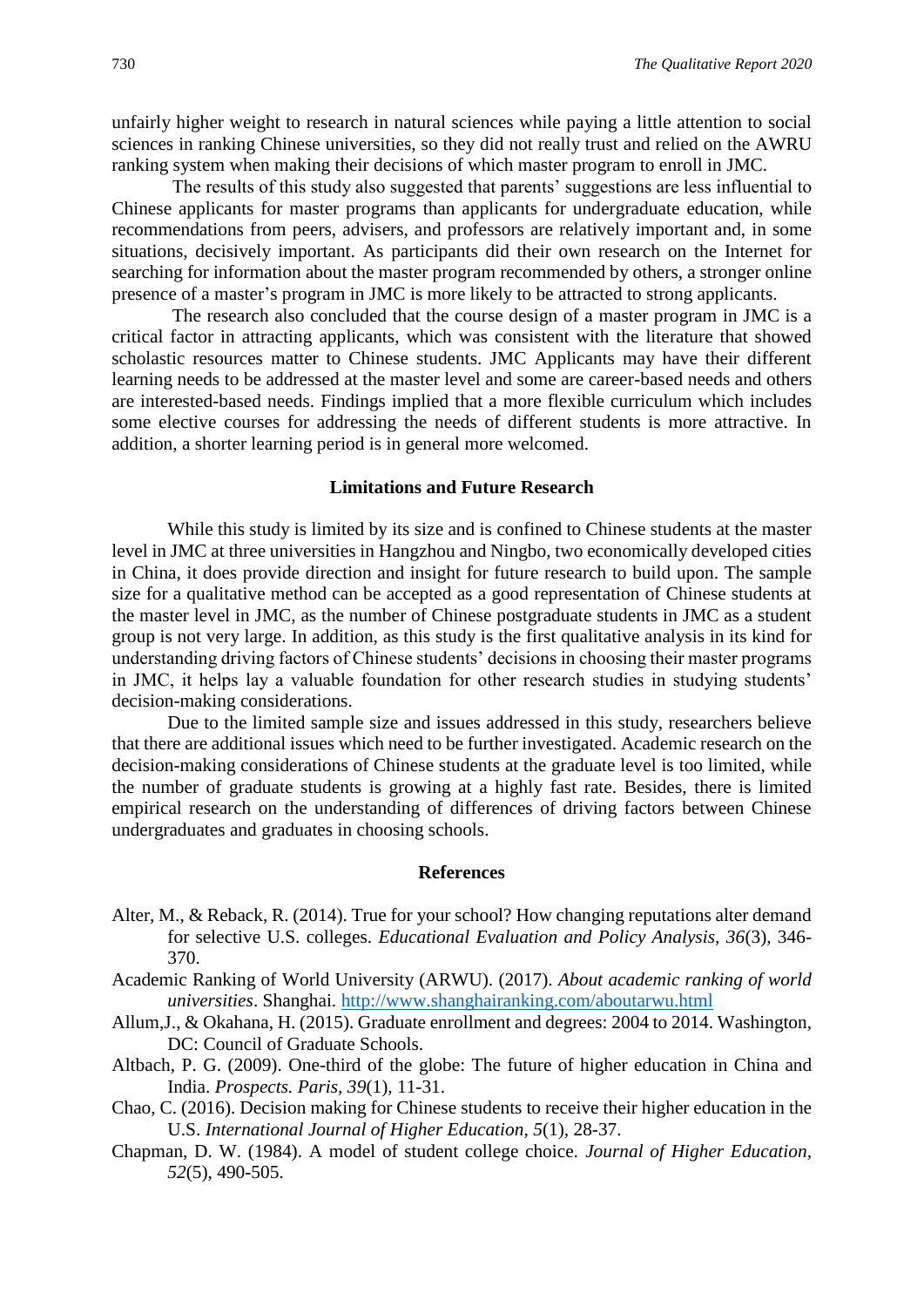unfairly higher weight to research in natural sciences while paying a little attention to social sciences in ranking Chinese universities, so they did not really trust and relied on the AWRU ranking system when making their decisions of which master program to enroll in JMC.

The results of this study also suggested that parents' suggestions are less influential to Chinese applicants for master programs than applicants for undergraduate education, while recommendations from peers, advisers, and professors are relatively important and, in some situations, decisively important. As participants did their own research on the Internet for searching for information about the master program recommended by others, a stronger online presence of a master's program in JMC is more likely to be attracted to strong applicants.

The research also concluded that the course design of a master program in JMC is a critical factor in attracting applicants, which was consistent with the literature that showed scholastic resources matter to Chinese students. JMC Applicants may have their different learning needs to be addressed at the master level and some are career-based needs and others are interested-based needs. Findings implied that a more flexible curriculum which includes some elective courses for addressing the needs of different students is more attractive. In addition, a shorter learning period is in general more welcomed.

## Limitations and Future Research

While this study is limited by its size and is confined to Chinese students at the master level in JMC at three universities in Hangzhou and Ningbo, two economically developed cities in China, it does provide direction and insight for future research to build upon. The sample size for a qualitative method can be accepted as a good representation of Chinese students at the master level in JMC, as the number of Chinese postgraduate students in JMC as a student group is not very large. In addition, as this study is the first qualitative analysis in its kind for understanding driving factors of Chinese students' decisions in choosing their master programs in JMC, it helps lay a valuable foundation for other research studies in studying students' decision-making considerations.

Due to the limited sample size and issues addressed in this study, researchers believe that there are additional issues which need to be further investigated. Academic research on the decision-making considerations of Chinese students at the graduate level is too limited, while the number of graduate students is growing at a highly fast rate. Besides, there is limited empirical research on the understanding of differences of driving factors between Chinese undergraduates and graduates in choosing schools.

## References

Alter, M., & Reback, R. (2014). True for your school? How changing reputations alter demand for selective U.S. colleges. *Educational Evaluation and Policy Analysis, 36*(3), 346-370.

Academic Ranking of World University (ARWU). (2017). *About academic ranking of world universities*. Shanghai. http://www.shanghairanking.com/aboutarwu.html

Allum,J., & Okahana, H. (2015). Graduate enrollment and degrees: 2004 to 2014. Washington, DC: Council of Graduate Schools.

Altbach, P. G. (2009). One-third of the globe: The future of higher education in China and India. *Prospects. Paris, 39*(1), 11-31.

Chao, C. (2016). Decision making for Chinese students to receive their higher education in the U.S. *International Journal of Higher Education, 5*(1), 28-37.

Chapman, D. W. (1984). A model of student college choice. *Journal of Higher Education, 52*(5), 490-505.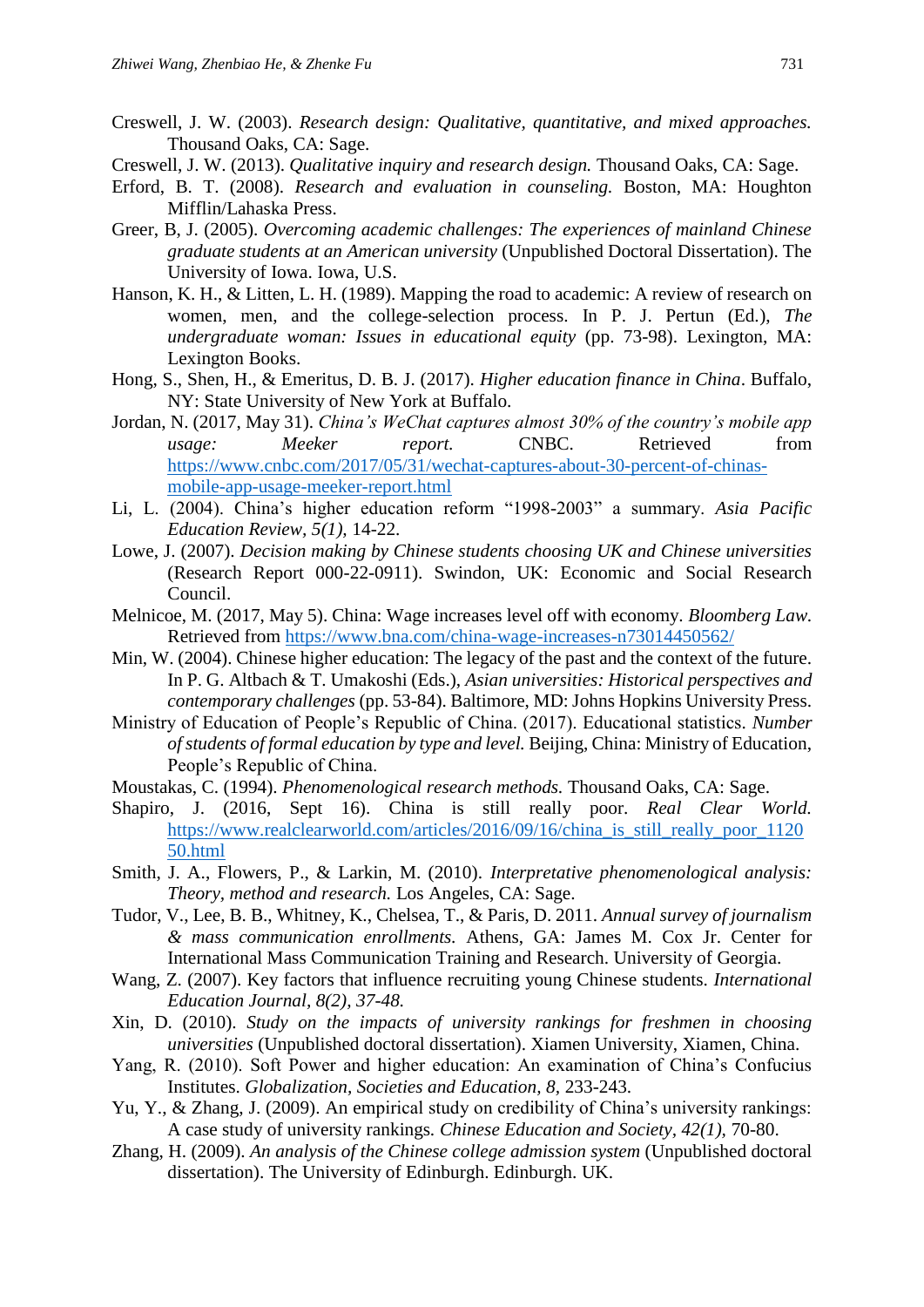Creswell, J. W. (2003). *Research design: Qualitative, quantitative, and mixed approaches.* Thousand Oaks, CA: Sage.

Creswell, J. W. (2013). *Qualitative inquiry and research design.* Thousand Oaks, CA: Sage.

Erford, B. T. (2008). *Research and evaluation in counseling.* Boston, MA: Houghton Mifflin/Lahaska Press.

Greer, B, J. (2005). *Overcoming academic challenges: The experiences of mainland Chinese graduate students at an American university* (Unpublished Doctoral Dissertation). The University of Iowa. Iowa, U.S.

Hanson, K. H., & Litten, L. H. (1989). Mapping the road to academic: A review of research on women, men, and the college-selection process. In P. J. Pertun (Ed.), *The undergraduate woman: Issues in educational equity* (pp. 73-98). Lexington, MA: Lexington Books.

Hong, S., Shen, H., & Emeritus, D. B. J. (2017). *Higher education finance in China*. Buffalo, NY: State University of New York at Buffalo.

Jordan, N. (2017, May 31). *China's WeChat captures almost 30% of the country's mobile app usage: Meeker report.* CNBC. Retrieved from https://www.cnbc.com/2017/05/31/wechat-captures-about-30-percent-of-chinas-mobile-app-usage-meeker-report.html

Li, L. (2004). China's higher education reform "1998-2003" a summary. *Asia Pacific Education Review, 5(1),* 14-22.

Lowe, J. (2007). *Decision making by Chinese students choosing UK and Chinese universities* (Research Report 000-22-0911). Swindon, UK: Economic and Social Research Council.

Melnicoe, M. (2017, May 5). China: Wage increases level off with economy. *Bloomberg Law.* Retrieved from https://www.bna.com/china-wage-increases-n73014450562/

Min, W. (2004). Chinese higher education: The legacy of the past and the context of the future. In P. G. Altbach & T. Umakoshi (Eds.), *Asian universities: Historical perspectives and contemporary challenges* (pp. 53-84). Baltimore, MD: Johns Hopkins University Press.

Ministry of Education of People's Republic of China. (2017). Educational statistics. *Number of students of formal education by type and level.* Beijing, China: Ministry of Education, People's Republic of China.

Moustakas, C. (1994). *Phenomenological research methods.* Thousand Oaks, CA: Sage.

Shapiro, J. (2016, Sept 16). China is still really poor. *Real Clear World.* https://www.realclearworld.com/articles/2016/09/16/china_is_still_really_poor_112050.html

Smith, J. A., Flowers, P., & Larkin, M. (2010). *Interpretative phenomenological analysis: Theory, method and research.* Los Angeles, CA: Sage.

Tudor, V., Lee, B. B., Whitney, K., Chelsea, T., & Paris, D. 2011. *Annual survey of journalism & mass communication enrollments.* Athens, GA: James M. Cox Jr. Center for International Mass Communication Training and Research. University of Georgia.

Wang, Z. (2007). Key factors that influence recruiting young Chinese students. *International Education Journal, 8(2), 37-48.*

Xin, D. (2010). *Study on the impacts of university rankings for freshmen in choosing universities* (Unpublished doctoral dissertation). Xiamen University, Xiamen, China.

Yang, R. (2010). Soft Power and higher education: An examination of China's Confucius Institutes. *Globalization, Societies and Education, 8,* 233-243.

Yu, Y., & Zhang, J. (2009). An empirical study on credibility of China's university rankings: A case study of university rankings. *Chinese Education and Society, 42(1),* 70-80.

Zhang, H. (2009). *An analysis of the Chinese college admission system* (Unpublished doctoral dissertation). The University of Edinburgh. Edinburgh. UK.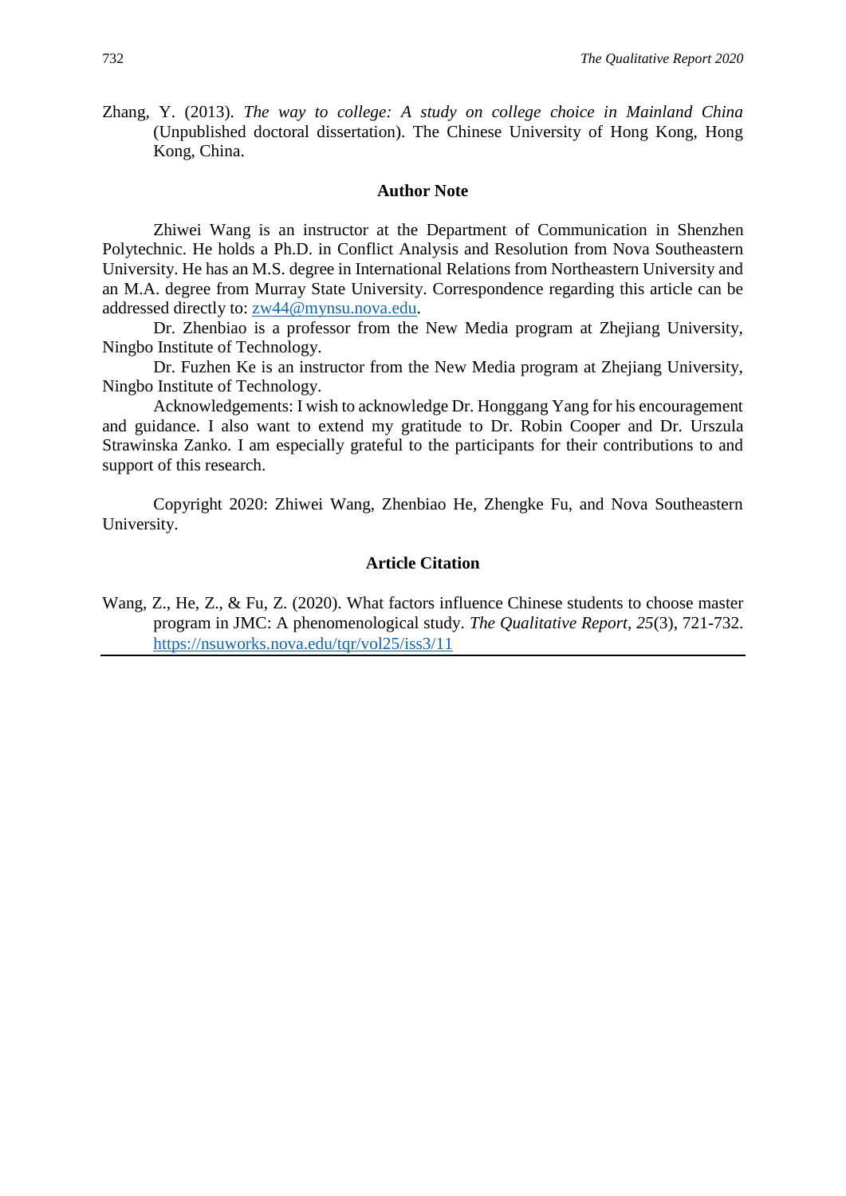Zhang, Y. (2013). *The way to college: A study on college choice in Mainland China* (Unpublished doctoral dissertation). The Chinese University of Hong Kong, Hong Kong, China.

## Author Note

Zhiwei Wang is an instructor at the Department of Communication in Shenzhen Polytechnic. He holds a Ph.D. in Conflict Analysis and Resolution from Nova Southeastern University. He has an M.S. degree in International Relations from Northeastern University and an M.A. degree from Murray State University. Correspondence regarding this article can be addressed directly to: zw44@mynsu.nova.edu.

Dr. Zhenbiao is a professor from the New Media program at Zhejiang University, Ningbo Institute of Technology.

Dr. Fuzhen Ke is an instructor from the New Media program at Zhejiang University, Ningbo Institute of Technology.

Acknowledgements: I wish to acknowledge Dr. Honggang Yang for his encouragement and guidance. I also want to extend my gratitude to Dr. Robin Cooper and Dr. Urszula Strawinska Zanko. I am especially grateful to the participants for their contributions to and support of this research.

Copyright 2020: Zhiwei Wang, Zhenbiao He, Zhengke Fu, and Nova Southeastern University.

## Article Citation

Wang, Z., He, Z., & Fu, Z. (2020). What factors influence Chinese students to choose master program in JMC: A phenomenological study. *The Qualitative Report, 25*(3), 721-732. https://nsuworks.nova.edu/tqr/vol25/iss3/11